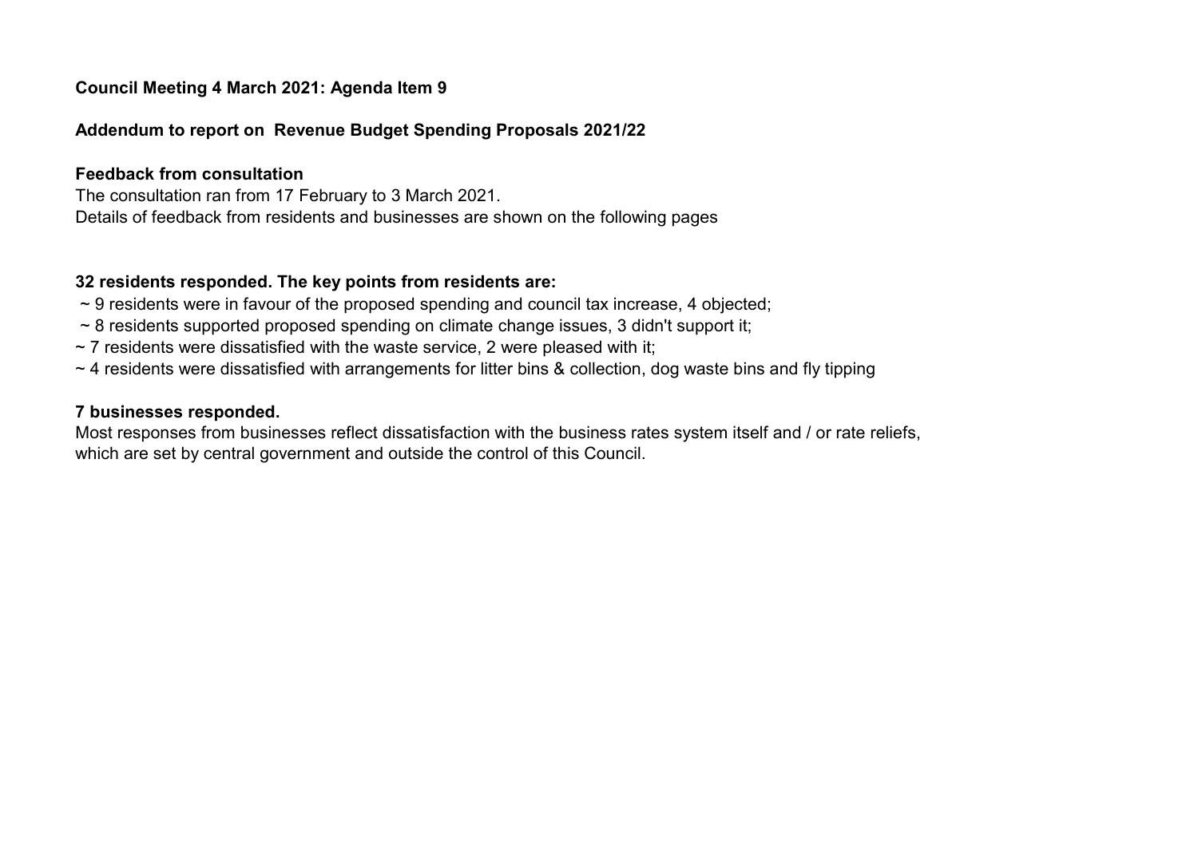**Council Meeting 4 March 2021: Agenda Item 9**

**Addendum to report on Revenue Budget Spending Proposals 2021/22**

**Feedback from consultation**

The consultation ran from 17 February to 3 March 2021.
Details of feedback from residents and businesses are shown on the following pages

**32 residents responded. The key points from residents are:**

~ 9 residents were in favour of the proposed spending and council tax increase, 4 objected;
~ 8 residents supported proposed spending on climate change issues, 3 didn't support it;
~ 7 residents were dissatisfied with the waste service, 2 were pleased with it;
~ 4 residents were dissatisfied with arrangements for litter bins & collection, dog waste bins and fly tipping

**7 businesses responded.**

Most responses from businesses reflect dissatisfaction with the business rates system itself and / or rate reliefs, which are set by central government and outside the control of this Council.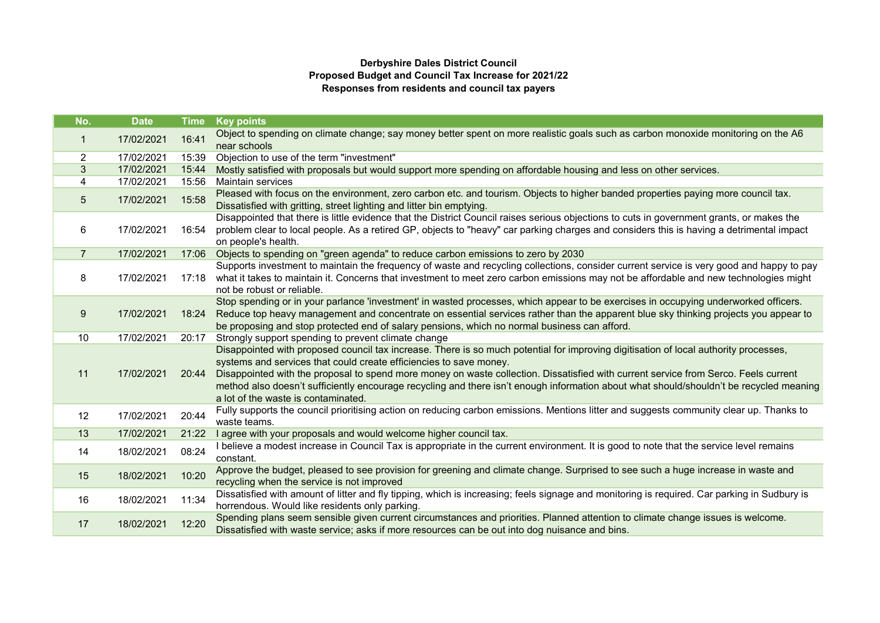**Derbyshire Dales District Council**
**Proposed Budget and Council Tax Increase for 2021/22**
**Responses from residents and council tax payers**

| No. | Date | Time | Key points |
|---|---|---|---|
| 1 | 17/02/2021 | 16:41 | Object to spending on climate change; say money better spent on more realistic goals such as carbon monoxide monitoring on the A6 near schools |
| 2 | 17/02/2021 | 15:39 | Objection to use of the term "investment" |
| 3 | 17/02/2021 | 15:44 | Mostly satisfied with proposals but would support more spending on affordable housing and less on other services. |
| 4 | 17/02/2021 | 15:56 | Maintain services |
| 5 | 17/02/2021 | 15:58 | Pleased with focus on the environment, zero carbon etc. and tourism. Objects to higher banded properties paying more council tax. Dissatisfied with gritting, street lighting and litter bin emptying. |
| 6 | 17/02/2021 | 16:54 | Disappointed that there is little evidence that the District Council raises serious objections to cuts in government grants, or makes the problem clear to local people. As a retired GP, objects to "heavy" car parking charges and considers this is having a detrimental impact on people's health. |
| 7 | 17/02/2021 | 17:06 | Objects to spending on "green agenda" to reduce carbon emissions to zero by 2030 |
| 8 | 17/02/2021 | 17:18 | Supports investment to maintain the frequency of waste and recycling collections, consider current service is very good and happy to pay what it takes to maintain it. Concerns that investment to meet zero carbon emissions may not be affordable and new technologies might not be robust or reliable. |
| 9 | 17/02/2021 | 18:24 | Stop spending or in your parlance 'investment' in wasted processes, which appear to be exercises in occupying underworked officers. Reduce top heavy management and concentrate on essential services rather than the apparent blue sky thinking projects you appear to be proposing and stop protected end of salary pensions, which no normal business can afford. |
| 10 | 17/02/2021 | 20:17 | Strongly support spending to prevent climate change |
| 11 | 17/02/2021 | 20:44 | Disappointed with proposed council tax increase. There is so much potential for improving digitisation of local authority processes, systems and services that could create efficiencies to save money.<br>Disappointed with the proposal to spend more money on waste collection. Dissatisfied with current service from Serco. Feels current method also doesn't sufficiently encourage recycling and there isn't enough information about what should/shouldn't be recycled meaning a lot of the waste is contaminated. |
| 12 | 17/02/2021 | 20:44 | Fully supports the council prioritising action on reducing carbon emissions. Mentions litter and suggests community clear up. Thanks to waste teams. |
| 13 | 17/02/2021 | 21:22 | I agree with your proposals and would welcome higher council tax. |
| 14 | 18/02/2021 | 08:24 | I believe a modest increase in Council Tax is appropriate in the current environment. It is good to note that the service level remains constant. |
| 15 | 18/02/2021 | 10:20 | Approve the budget, pleased to see provision for greening and climate change. Surprised to see such a huge increase in waste and recycling when the service is not improved |
| 16 | 18/02/2021 | 11:34 | Dissatisfied with amount of litter and fly tipping, which is increasing; feels signage and monitoring is required. Car parking in Sudbury is horrendous. Would like residents only parking. |
| 17 | 18/02/2021 | 12:20 | Spending plans seem sensible given current circumstances and priorities. Planned attention to climate change issues is welcome. Dissatisfied with waste service; asks if more resources can be out into dog nuisance and bins. |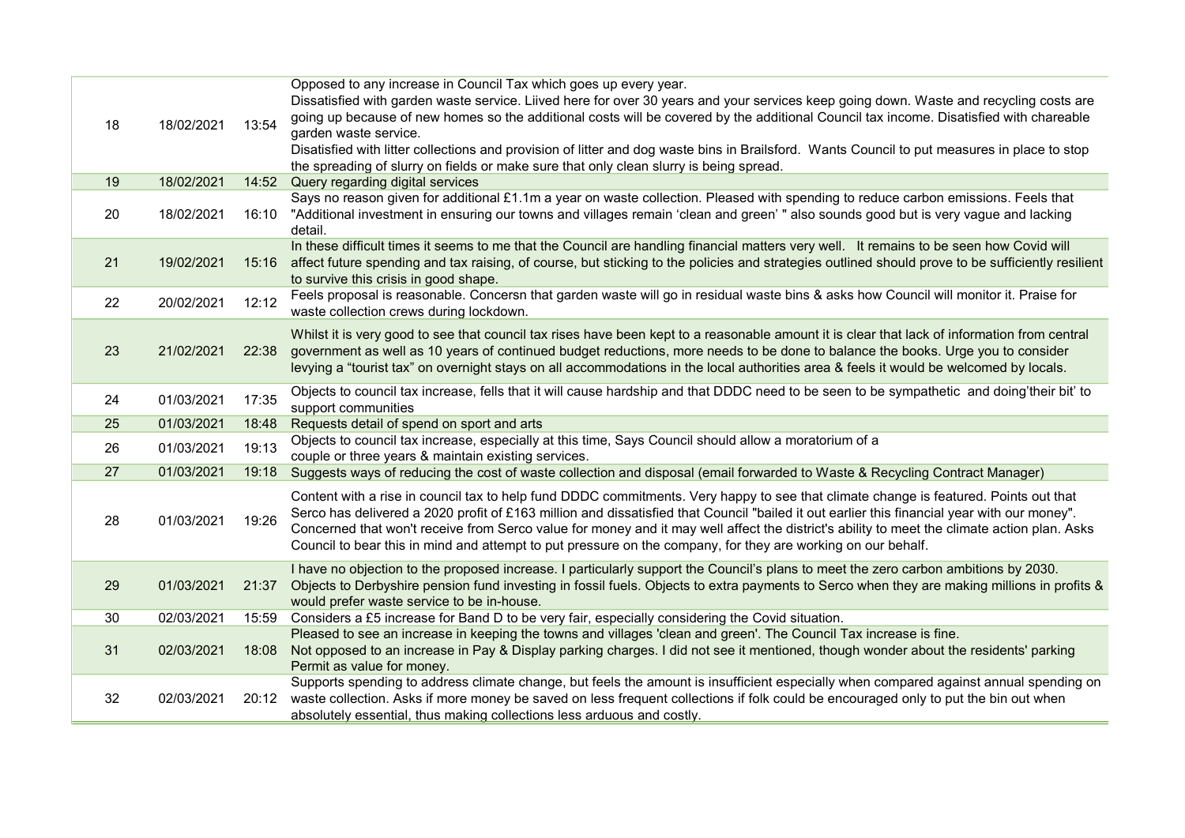| | | | |
|---|---|---|---|
| 18 | 18/02/2021 | 13:54 | Opposed to any increase in Council Tax which goes up every year. Dissatisfied with garden waste service. Liived here for over 30 years and your services keep going down. Waste and recycling costs are going up because of new homes so the additional costs will be covered by the additional Council tax income. Disatisfied with chareable garden waste service. Disatisfied with litter collections and provision of litter and dog waste bins in Brailsford. Wants Council to put measures in place to stop the spreading of slurry on fields or make sure that only clean slurry is being spread. |
| 19 | 18/02/2021 | 14:52 | Query regarding digital services |
| 20 | 18/02/2021 | 16:10 | Says no reason given for additional £1.1m a year on waste collection. Pleased with spending to reduce carbon emissions. Feels that "Additional investment in ensuring our towns and villages remain 'clean and green' " also sounds good but is very vague and lacking detail. |
| 21 | 19/02/2021 | 15:16 | In these difficult times it seems to me that the Council are handling financial matters very well. It remains to be seen how Covid will affect future spending and tax raising, of course, but sticking to the policies and strategies outlined should prove to be sufficiently resilient to survive this crisis in good shape. |
| 22 | 20/02/2021 | 12:12 | Feels proposal is reasonable. Concersn that garden waste will go in residual waste bins & asks how Council will monitor it. Praise for waste collection crews during lockdown. |
| 23 | 21/02/2021 | 22:38 | Whilst it is very good to see that council tax rises have been kept to a reasonable amount it is clear that lack of information from central government as well as 10 years of continued budget reductions, more needs to be done to balance the books. Urge you to consider levying a "tourist tax" on overnight stays on all accommodations in the local authorities area & feels it would be welcomed by locals. |
| 24 | 01/03/2021 | 17:35 | Objects to council tax increase, fells that it will cause hardship and that DDDC need to be seen to be sympathetic and doing'their bit' to support communities |
| 25 | 01/03/2021 | 18:48 | Requests detail of spend on sport and arts |
| 26 | 01/03/2021 | 19:13 | Objects to council tax increase, especially at this time, Says Council should allow a moratorium of a couple or three years & maintain existing services. |
| 27 | 01/03/2021 | 19:18 | Suggests ways of reducing the cost of waste collection and disposal (email forwarded to Waste & Recycling Contract Manager) |
| 28 | 01/03/2021 | 19:26 | Content with a rise in council tax to help fund DDDC commitments. Very happy to see that climate change is featured. Points out that Serco has delivered a 2020 profit of £163 million and dissatisfied that Council "bailed it out earlier this financial year with our money". Concerned that won't receive from Serco value for money and it may well affect the district's ability to meet the climate action plan. Asks Council to bear this in mind and attempt to put pressure on the company, for they are working on our behalf. |
| 29 | 01/03/2021 | 21:37 | I have no objection to the proposed increase. I particularly support the Council's plans to meet the zero carbon ambitions by 2030. Objects to Derbyshire pension fund investing in fossil fuels. Objects to extra payments to Serco when they are making millions in profits & would prefer waste service to be in-house. |
| 30 | 02/03/2021 | 15:59 | Considers a £5 increase for Band D to be very fair, especially considering the Covid situation. |
| 31 | 02/03/2021 | 18:08 | Pleased to see an increase in keeping the towns and villages 'clean and green'. The Council Tax increase is fine. Not opposed to an increase in Pay & Display parking charges. I did not see it mentioned, though wonder about the residents' parking Permit as value for money. |
| 32 | 02/03/2021 | 20:12 | Supports spending to address climate change, but feels the amount is insufficient especially when compared against annual spending on waste collection. Asks if more money be saved on less frequent collections if folk could be encouraged only to put the bin out when absolutely essential, thus making collections less arduous and costly. |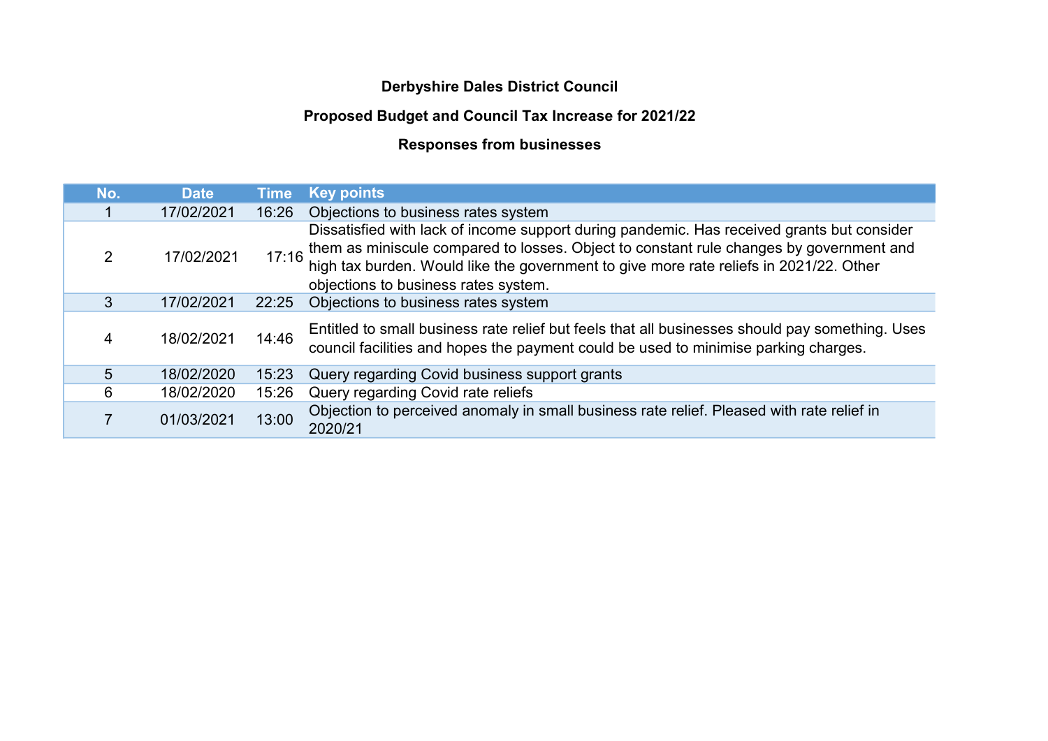**Derbyshire Dales District Council**

**Proposed Budget and Council Tax Increase for 2021/22**

**Responses from businesses**

| No. | Date | Time | Key points |
|---|---|---|---|
| 1 | 17/02/2021 | 16:26 | Objections to business rates system |
| 2 | 17/02/2021 | 17:16 | Dissatisfied with lack of income support during pandemic. Has received grants but consider them as miniscule compared to losses. Object to constant rule changes by government and high tax burden. Would like the government to give more rate reliefs in 2021/22. Other objections to business rates system. |
| 3 | 17/02/2021 | 22:25 | Objections to business rates system |
| 4 | 18/02/2021 | 14:46 | Entitled to small business rate relief but feels that all businesses should pay something. Uses council facilities and hopes the payment could be used to minimise parking charges. |
| 5 | 18/02/2020 | 15:23 | Query regarding Covid business support grants |
| 6 | 18/02/2020 | 15:26 | Query regarding Covid rate reliefs |
| 7 | 01/03/2021 | 13:00 | Objection to perceived anomaly in small business rate relief. Pleased with rate relief in 2020/21 |